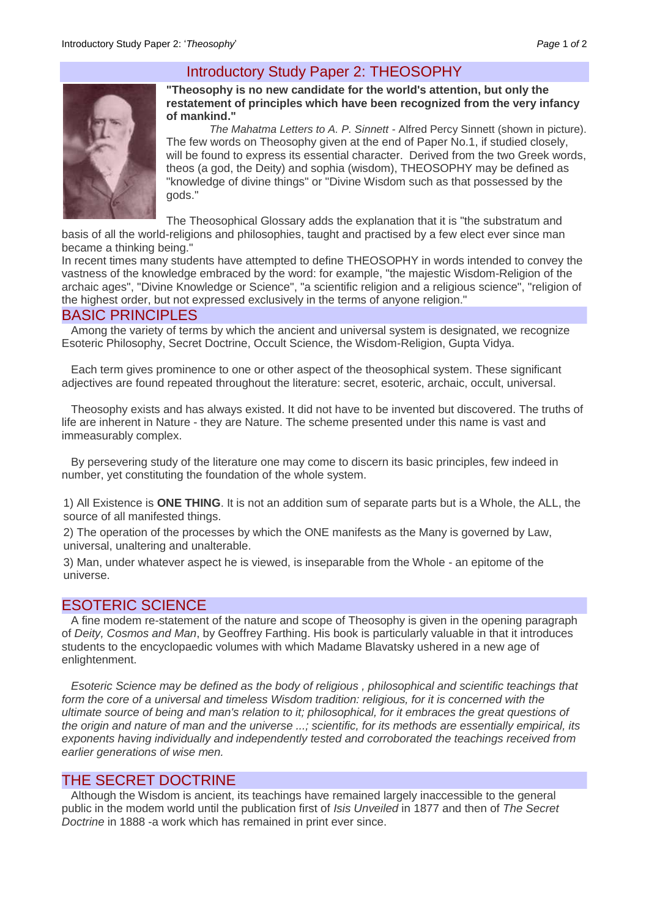# Introductory Study Paper 2: THEOSOPHY

**"Theosophy is no new candidate for the world's attention, but only the restatement of principles which have been recognized from the very infancy of mankind."**

*The Mahatma Letters to A. P. Sinnett* - Alfred Percy Sinnett (shown in picture). The few words on Theosophy given at the end of Paper No.1, if studied closely, will be found to express its essential character. Derived from the two Greek words, theos (a god, the Deity) and sophia (wisdom), THEOSOPHY may be defined as "knowledge of divine things" or "Divine Wisdom such as that possessed by the gods."

The Theosophical Glossary adds the explanation that it is "the substratum and basis of all the world-religions and philosophies, taught and practised by a few elect ever since man became a thinking being."

In recent times many students have attempted to define THEOSOPHY in words intended to convey the vastness of the knowledge embraced by the word: for example, "the majestic Wisdom-Religion of the archaic ages", "Divine Knowledge or Science", "a scientific religion and a religious science", "religion of the highest order, but not expressed exclusively in the terms of anyone religion."

## BASIC PRINCIPLES

Among the variety of terms by which the ancient and universal system is designated, we recognize Esoteric Philosophy, Secret Doctrine, Occult Science, the Wisdom-Religion, Gupta Vidya.

Each term gives prominence to one or other aspect of the theosophical system. These significant adjectives are found repeated throughout the literature: secret, esoteric, archaic, occult, universal.

Theosophy exists and has always existed. It did not have to be invented but discovered. The truths of life are inherent in Nature - they are Nature. The scheme presented under this name is vast and immeasurably complex.

By persevering study of the literature one may come to discern its basic principles, few indeed in number, yet constituting the foundation of the whole system.

1) All Existence is **ONE THING**. It is not an addition sum of separate parts but is a Whole, the ALL, the source of all manifested things.

2) The operation of the processes by which the ONE manifests as the Many is governed by Law, universal, unaltering and unalterable.

3) Man, under whatever aspect he is viewed, is inseparable from the Whole - an epitome of the universe.

## ESOTERIC SCIENCE

A fine modem re-statement of the nature and scope of Theosophy is given in the opening paragraph of *Deity, Cosmos and Man*, by Geoffrey Farthing. His book is particularly valuable in that it introduces students to the encyclopaedic volumes with which Madame Blavatsky ushered in a new age of enlightenment.

*Esoteric Science may be defined as the body of religious , philosophical and scientific teachings that form the core of a universal and timeless Wisdom tradition: religious, for it is concerned with the ultimate source of being and man's relation to it; philosophical, for it embraces the great questions of the origin and nature of man and the universe ...; scientific, for its methods are essentially empirical, its exponents having individually and independently tested and corroborated the teachings received from earlier generations of wise men.*

## THE SECRET DOCTRINE

Although the Wisdom is ancient, its teachings have remained largely inaccessible to the general public in the modem world until the publication first of *Isis Unveiled* in 1877 and then of *The Secret Doctrine* in 1888 -a work which has remained in print ever since.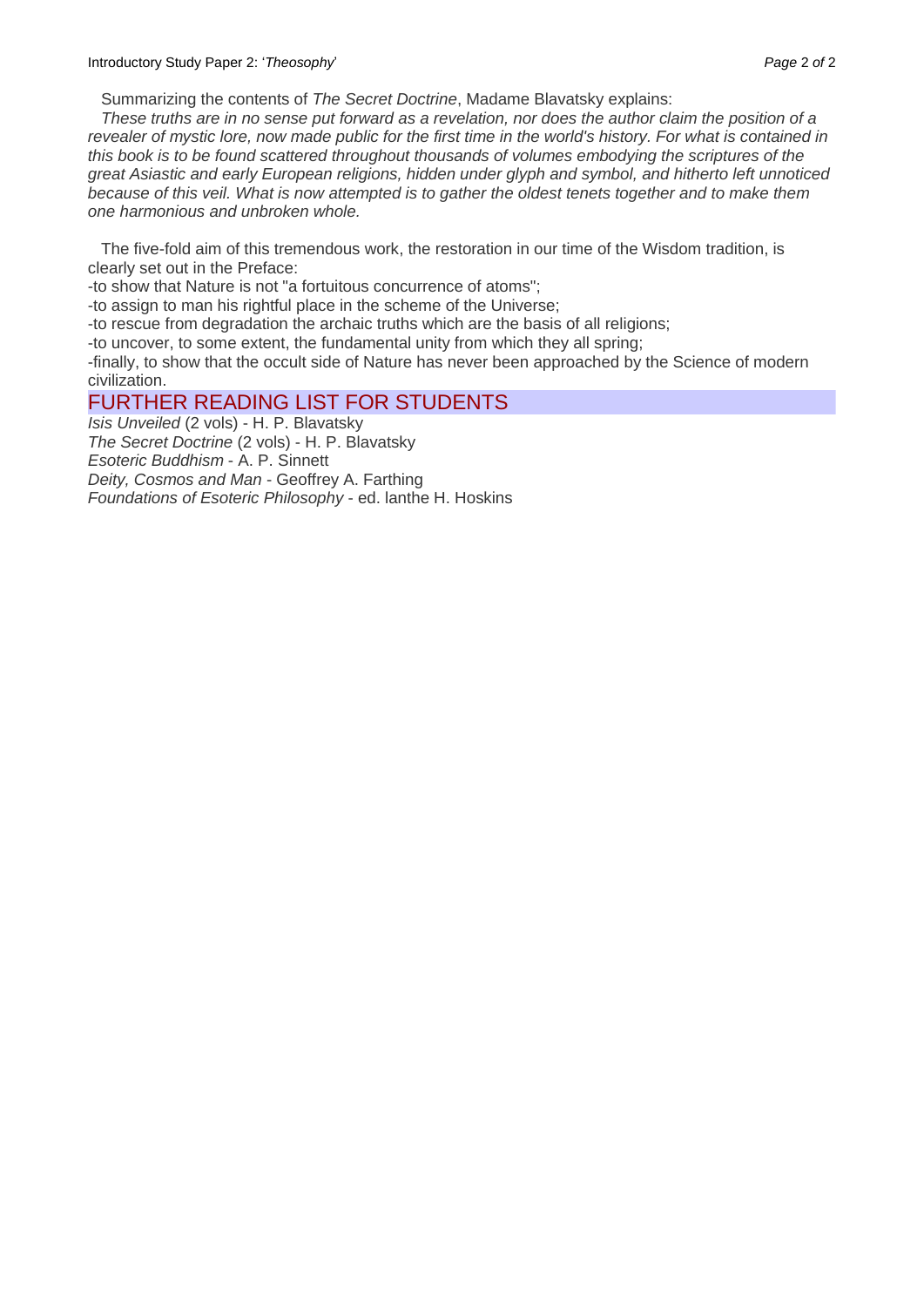Summarizing the contents of *The Secret Doctrine*, Madame Blavatsky explains:

*These truths are in no sense put forward as a revelation, nor does the author claim the position of a revealer of mystic lore, now made public for the first time in the world's history. For what is contained in this book is to be found scattered throughout thousands of volumes embodying the scriptures of the great Asiastic and early European religions, hidden under glyph and symbol, and hitherto left unnoticed because of this veil. What is now attempted is to gather the oldest tenets together and to make them one harmonious and unbroken whole.*

The five-fold aim of this tremendous work, the restoration in our time of the Wisdom tradition, is clearly set out in the Preface:

-to show that Nature is not "a fortuitous concurrence of atoms";
-to assign to man his rightful place in the scheme of the Universe;
-to rescue from degradation the archaic truths which are the basis of all religions;
-to uncover, to some extent, the fundamental unity from which they all spring;
-finally, to show that the occult side of Nature has never been approached by the Science of modern civilization.

## FURTHER READING LIST FOR STUDENTS

*Isis Unveiled* (2 vols) - H. P. Blavatsky
*The Secret Doctrine* (2 vols) - H. P. Blavatsky
*Esoteric Buddhism* - A. P. Sinnett
*Deity, Cosmos and Man* - Geoffrey A. Farthing
*Foundations of Esoteric Philosophy* - ed. Ianthe H. Hoskins